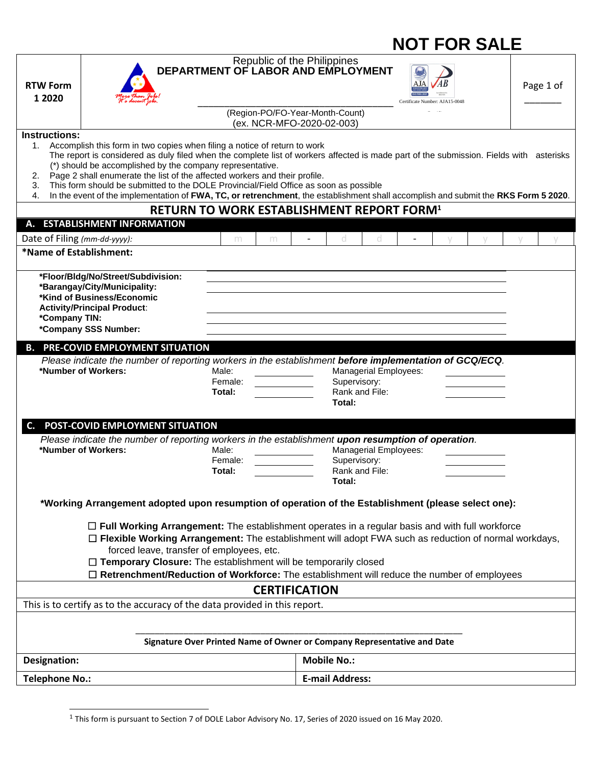**NOT FOR SALE**

| RTW Form 1 2020 | Republic of the Philippines **DEPARTMENT OF LABOR AND EMPLOYMENT** ____________________ (Region-PO/FO-Year-Month-Count) (ex. NCR-MFO-2020-02-003) Certificate Number: AJA15-0048 | Page 1 of ______ |
|---|---|---|

**Instructions:**

1. Accomplish this form in two copies when filing a notice of return to work
   The report is considered as duly filed when the complete list of workers affected is made part of the submission. Fields with asterisks (*) should be accomplished by the company representative.
2. Page 2 shall enumerate the list of the affected workers and their profile.
3. This form should be submitted to the DOLE Provincial/Field Office as soon as possible
4. In the event of the implementation of **FWA, TC, or retrenchment**, the establishment shall accomplish and submit the **RKS Form 5 2020**.

# RETURN TO WORK ESTABLISHMENT REPORT FORM[1]

## A. ESTABLISHMENT INFORMATION

Date of Filing *(mm-dd-yyyy)*: m m - d d - y y y y

**\*Name of Establishment:**

**\*Floor/Bldg/No/Street/Subdivision:** ____________________
**\*Barangay/City/Municipality:** ____________________
**\*Kind of Business/Economic Activity/Principal Product:** ____________________
**\*Company TIN:** ____________________
**\*Company SSS Number:** ____________________

## B. PRE-COVID EMPLOYMENT SITUATION

*Please indicate the number of reporting workers in the establishment* ***before implementation of GCQ/ECQ****.*

**\*Number of Workers:**

| | | | |
|---|---|---|---|
| Male: | ______ | Managerial Employees: | ______ |
| Female: | ______ | Supervisory: | ______ |
| **Total:** | ______ | Rank and File: | ______ |
| | | **Total:** | |

## C. POST-COVID EMPLOYMENT SITUATION

*Please indicate the number of reporting workers in the establishment* ***upon resumption of operation****.*

**\*Number of Workers:**

| | | | |
|---|---|---|---|
| Male: | ______ | Managerial Employees: | ______ |
| Female: | ______ | Supervisory: | ______ |
| **Total:** | ______ | Rank and File: | ______ |
| | | **Total:** | |

**\*Working Arrangement adopted upon resumption of operation of the Establishment (please select one):**

- ☐ **Full Working Arrangement:** The establishment operates in a regular basis and with full workforce
- ☐ **Flexible Working Arrangement:** The establishment will adopt FWA such as reduction of normal workdays, forced leave, transfer of employees, etc.
- ☐ **Temporary Closure:** The establishment will be temporarily closed
- ☐ **Retrenchment/Reduction of Workforce:** The establishment will reduce the number of employees

## CERTIFICATION

This is to certify as to the accuracy of the data provided in this report.

____________________________________________
**Signature Over Printed Name of Owner or Company Representative and Date**

| **Designation:** | **Mobile No.:** |
|---|---|
| **Telephone No.:** | **E-mail Address:** |

[1] This form is pursuant to Section 7 of DOLE Labor Advisory No. 17, Series of 2020 issued on 16 May 2020.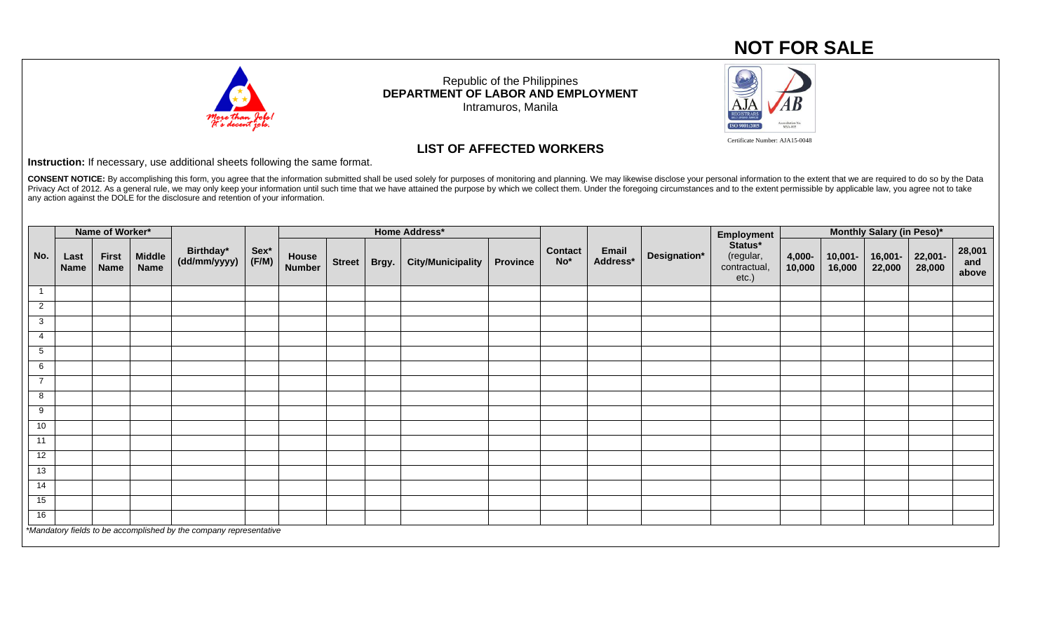# NOT FOR SALE

Republic of the Philippines
**DEPARTMENT OF LABOR AND EMPLOYMENT**
Intramuros, Manila

Certificate Number: AJA15-0048

## LIST OF AFFECTED WORKERS

**Instruction:** If necessary, use additional sheets following the same format.

**CONSENT NOTICE:** By accomplishing this form, you agree that the information submitted shall be used solely for purposes of monitoring and planning. We may likewise disclose your personal information to the extent that we are required to do so by the Data Privacy Act of 2012. As a general rule, we may only keep your information until such time that we have attained the purpose by which we collect them. Under the foregoing circumstances and to the extent permissible by applicable law, you agree not to take any action against the DOLE for the disclosure and retention of your information.

| No. | Name of Worker* | | | Birthday* (dd/mm/yyyy) | Sex* (F/M) | Home Address* | | | | | Contact No* | Email Address* | Designation* | Employment Status* (regular, contractual, etc.) | Monthly Salary (in Peso)* | | | | |
|---|---|---|---|---|---|---|---|---|---|---|---|---|---|---|---|---|---|---|---|
| | Last Name | First Name | Middle Name | | | House Number | Street | Brgy. | City/Municipality | Province | | | | | 4,000-10,000 | 10,001-16,000 | 16,001-22,000 | 22,001-28,000 | 28,001 and above |
| 1 | | | | | | | | | | | | | | | | | | | |
| 2 | | | | | | | | | | | | | | | | | | | |
| 3 | | | | | | | | | | | | | | | | | | | |
| 4 | | | | | | | | | | | | | | | | | | | |
| 5 | | | | | | | | | | | | | | | | | | | |
| 6 | | | | | | | | | | | | | | | | | | | |
| 7 | | | | | | | | | | | | | | | | | | | |
| 8 | | | | | | | | | | | | | | | | | | | |
| 9 | | | | | | | | | | | | | | | | | | | |
| 10 | | | | | | | | | | | | | | | | | | | |
| 11 | | | | | | | | | | | | | | | | | | | |
| 12 | | | | | | | | | | | | | | | | | | | |
| 13 | | | | | | | | | | | | | | | | | | | |
| 14 | | | | | | | | | | | | | | | | | | | |
| 15 | | | | | | | | | | | | | | | | | | | |
| 16 | | | | | | | | | | | | | | | | | | | |

*\*Mandatory fields to be accomplished by the company representative*